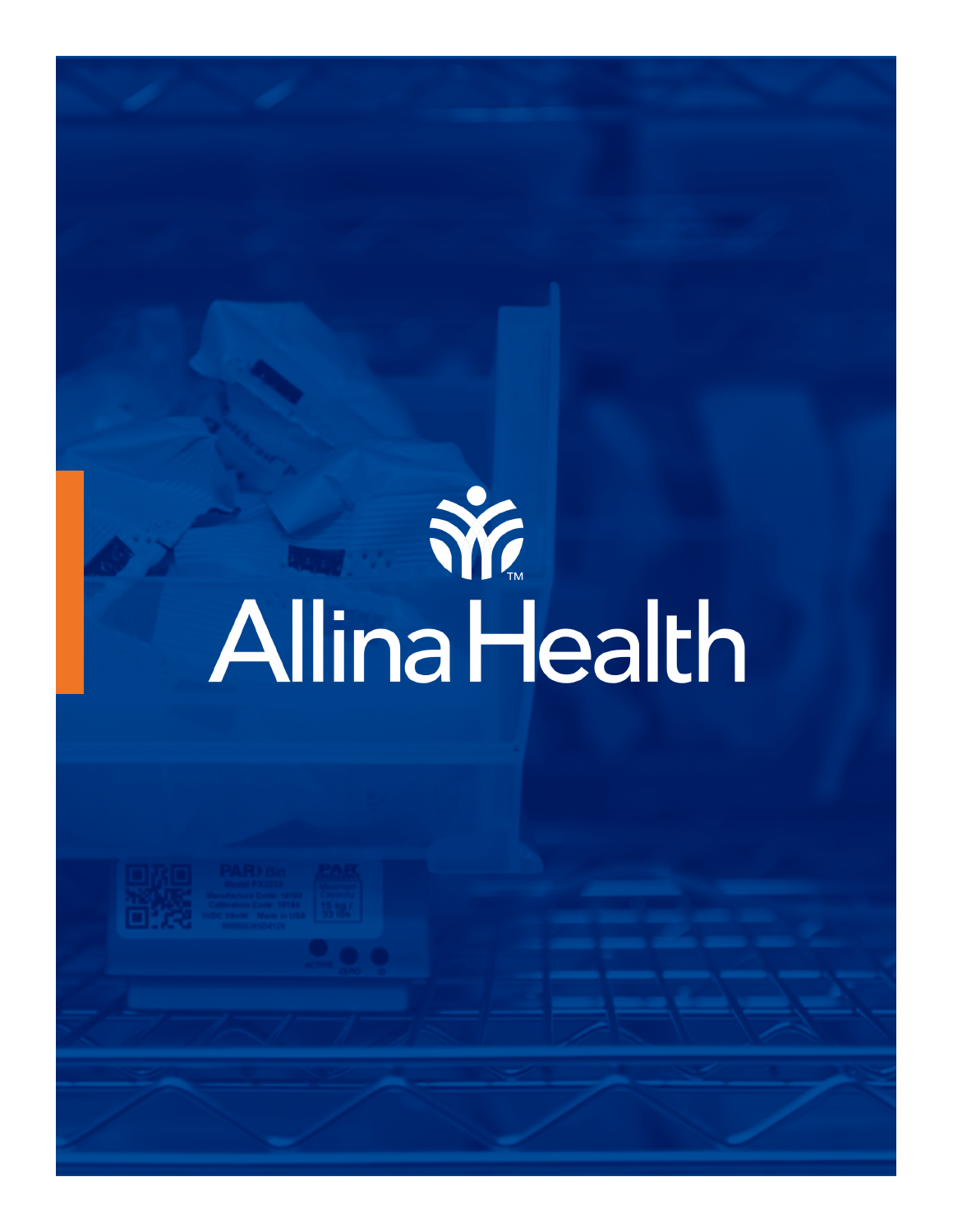# Allina Health™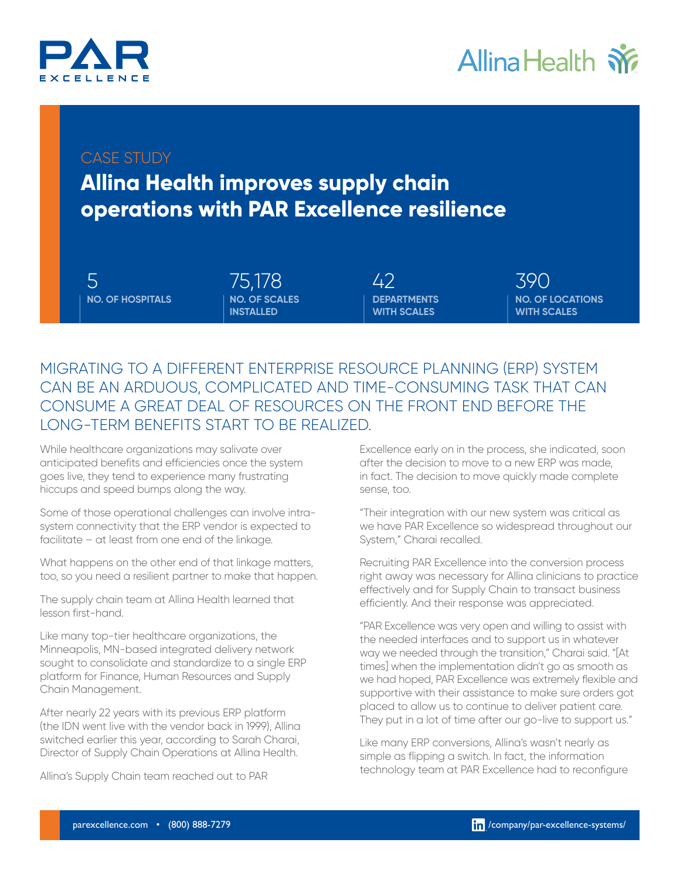CASE STUDY

# Allina Health improves supply chain operations with PAR Excellence resilience

| 5 | 75,178 | 42 | 390 |
|---|---|---|---|
| NO. OF HOSPITALS | NO. OF SCALES INSTALLED | DEPARTMENTS WITH SCALES | NO. OF LOCATIONS WITH SCALES |

## MIGRATING TO A DIFFERENT ENTERPRISE RESOURCE PLANNING (ERP) SYSTEM CAN BE AN ARDUOUS, COMPLICATED AND TIME-CONSUMING TASK THAT CAN CONSUME A GREAT DEAL OF RESOURCES ON THE FRONT END BEFORE THE LONG-TERM BENEFITS START TO BE REALIZED.

While healthcare organizations may salivate over anticipated benefits and efficiencies once the system goes live, they tend to experience many frustrating hiccups and speed bumps along the way.

Some of those operational challenges can involve intra-system connectivity that the ERP vendor is expected to facilitate – at least from one end of the linkage.

What happens on the other end of that linkage matters, too, so you need a resilient partner to make that happen.

The supply chain team at Allina Health learned that lesson first-hand.

Like many top-tier healthcare organizations, the Minneapolis, MN-based integrated delivery network sought to consolidate and standardize to a single ERP platform for Finance, Human Resources and Supply Chain Management.

After nearly 22 years with its previous ERP platform (the IDN went live with the vendor back in 1999), Allina switched earlier this year, according to Sarah Charai, Director of Supply Chain Operations at Allina Health.

Allina's Supply Chain team reached out to PAR Excellence early on in the process, she indicated, soon after the decision to move to a new ERP was made, in fact. The decision to move quickly made complete sense, too.

"Their integration with our new system was critical as we have PAR Excellence so widespread throughout our System," Charai recalled.

Recruiting PAR Excellence into the conversion process right away was necessary for Allina clinicians to practice effectively and for Supply Chain to transact business efficiently. And their response was appreciated.

"PAR Excellence was very open and willing to assist with the needed interfaces and to support us in whatever way we needed through the transition," Charai said. "[At times] when the implementation didn't go as smooth as we had hoped, PAR Excellence was extremely flexible and supportive with their assistance to make sure orders got placed to allow us to continue to deliver patient care. They put in a lot of time after our go-live to support us."

Like many ERP conversions, Allina's wasn't nearly as simple as flipping a switch. In fact, the information technology team at PAR Excellence had to reconfigure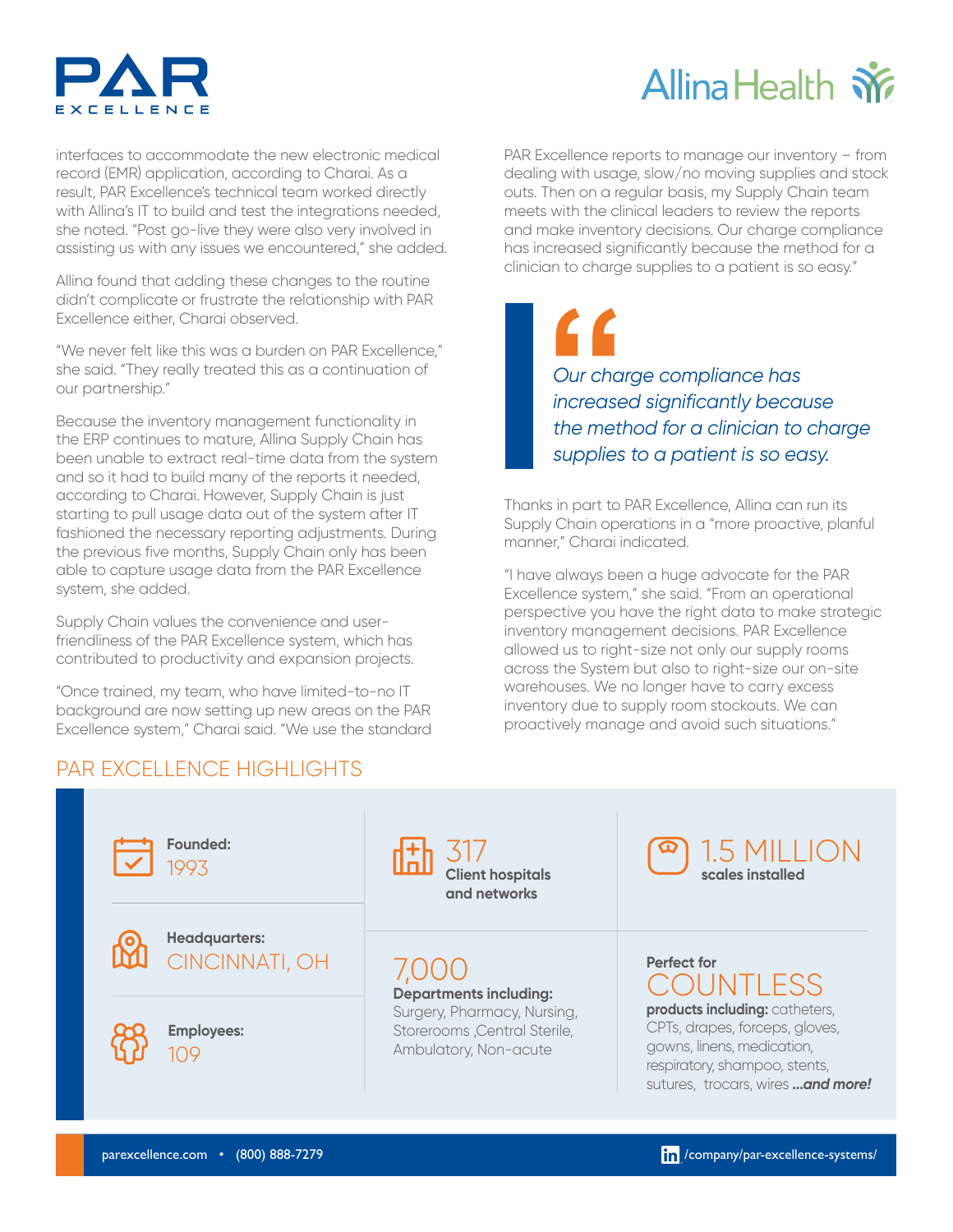interfaces to accommodate the new electronic medical record (EMR) application, according to Charai. As a result, PAR Excellence's technical team worked directly with Allina's IT to build and test the integrations needed, she noted. "Post go-live they were also very involved in assisting us with any issues we encountered," she added.

Allina found that adding these changes to the routine didn't complicate or frustrate the relationship with PAR Excellence either, Charai observed.

"We never felt like this was a burden on PAR Excellence," she said. "They really treated this as a continuation of our partnership."

Because the inventory management functionality in the ERP continues to mature, Allina Supply Chain has been unable to extract real-time data from the system and so it had to build many of the reports it needed, according to Charai. However, Supply Chain is just starting to pull usage data out of the system after IT fashioned the necessary reporting adjustments. During the previous five months, Supply Chain only has been able to capture usage data from the PAR Excellence system, she added.

Supply Chain values the convenience and user-friendliness of the PAR Excellence system, which has contributed to productivity and expansion projects.

"Once trained, my team, who have limited-to-no IT background are now setting up new areas on the PAR Excellence system," Charai said. "We use the standard PAR Excellence reports to manage our inventory – from dealing with usage, slow/no moving supplies and stock outs. Then on a regular basis, my Supply Chain team meets with the clinical leaders to review the reports and make inventory decisions. Our charge compliance has increased significantly because the method for a clinician to charge supplies to a patient is so easy."

> *Our charge compliance has increased significantly because the method for a clinician to charge supplies to a patient is so easy.*

Thanks in part to PAR Excellence, Allina can run its Supply Chain operations in a "more proactive, planful manner," Charai indicated.

"I have always been a huge advocate for the PAR Excellence system," she said. "From an operational perspective you have the right data to make strategic inventory management decisions. PAR Excellence allowed us to right-size not only our supply rooms across the System but also to right-size our on-site warehouses. We no longer have to carry excess inventory due to supply room stockouts. We can proactively manage and avoid such situations."

## PAR EXCELLENCE HIGHLIGHTS

**Founded:** 1993

**Headquarters:** CINCINNATI, OH

**Employees:** 109

317 **Client hospitals and networks**

1.5 MILLION **scales installed**

7,000 **Departments including:** Surgery, Pharmacy, Nursing, Storerooms ,Central Sterile, Ambulatory, Non-acute

**Perfect for** COUNTLESS **products including:** catheters, CPTs, drapes, forceps, gloves, gowns, linens, medication, respiratory, shampoo, stents, sutures, trocars, wires ***...and more!***

parexcellence.com • (800) 888-7279

/company/par-excellence-systems/